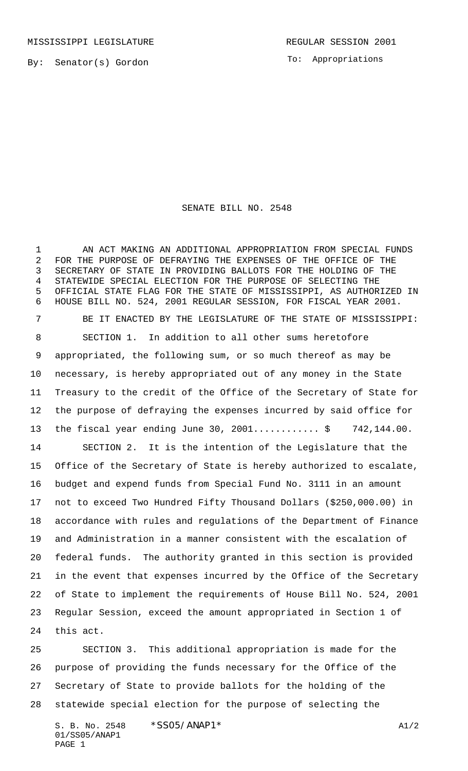MISSISSIPPI LEGISLATURE

REGULAR SESSION 2001

By: Senator(s) Gordon

To: Appropriations

# SENATE BILL NO. 2548

AN ACT MAKING AN ADDITIONAL APPROPRIATION FROM SPECIAL FUNDS FOR THE PURPOSE OF DEFRAYING THE EXPENSES OF THE OFFICE OF THE SECRETARY OF STATE IN PROVIDING BALLOTS FOR THE HOLDING OF THE STATEWIDE SPECIAL ELECTION FOR THE PURPOSE OF SELECTING THE OFFICIAL STATE FLAG FOR THE STATE OF MISSISSIPPI, AS AUTHORIZED IN HOUSE BILL NO. 524, 2001 REGULAR SESSION, FOR FISCAL YEAR 2001.

BE IT ENACTED BY THE LEGISLATURE OF THE STATE OF MISSISSIPPI:

SECTION 1. In addition to all other sums heretofore appropriated, the following sum, or so much thereof as may be necessary, is hereby appropriated out of any money in the State Treasury to the credit of the Office of the Secretary of State for the purpose of defraying the expenses incurred by said office for the fiscal year ending June 30, 2001........... $ 742,144.00.

SECTION 2. It is the intention of the Legislature that the Office of the Secretary of State is hereby authorized to escalate, budget and expend funds from Special Fund No. 3111 in an amount not to exceed Two Hundred Fifty Thousand Dollars ($250,000.00) in accordance with rules and regulations of the Department of Finance and Administration in a manner consistent with the escalation of federal funds. The authority granted in this section is provided in the event that expenses incurred by the Office of the Secretary of State to implement the requirements of House Bill No. 524, 2001 Regular Session, exceed the amount appropriated in Section 1 of this act.

SECTION 3. This additional appropriation is made for the purpose of providing the funds necessary for the Office of the Secretary of State to provide ballots for the holding of the statewide special election for the purpose of selecting the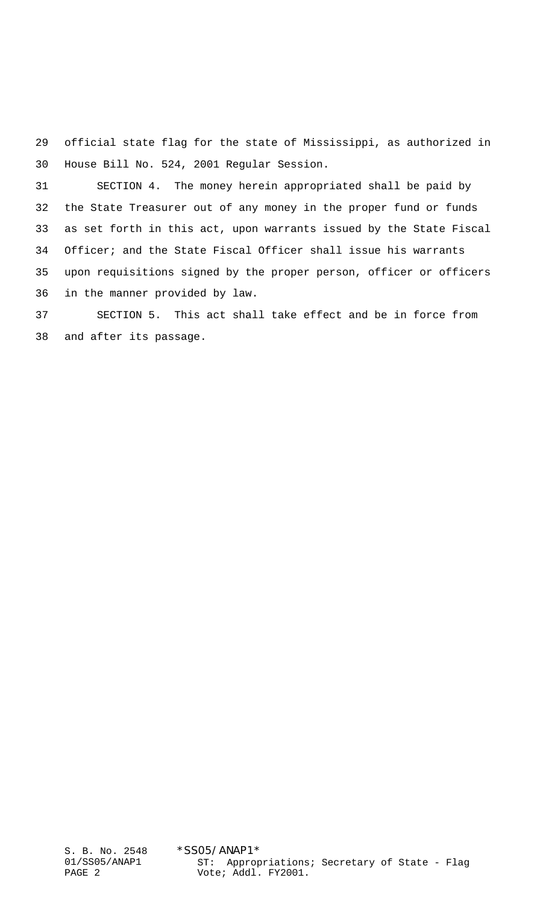official state flag for the state of Mississippi, as authorized in House Bill No. 524, 2001 Regular Session.

SECTION 4. The money herein appropriated shall be paid by the State Treasurer out of any money in the proper fund or funds as set forth in this act, upon warrants issued by the State Fiscal Officer; and the State Fiscal Officer shall issue his warrants upon requisitions signed by the proper person, officer or officers in the manner provided by law.

SECTION 5. This act shall take effect and be in force from and after its passage.